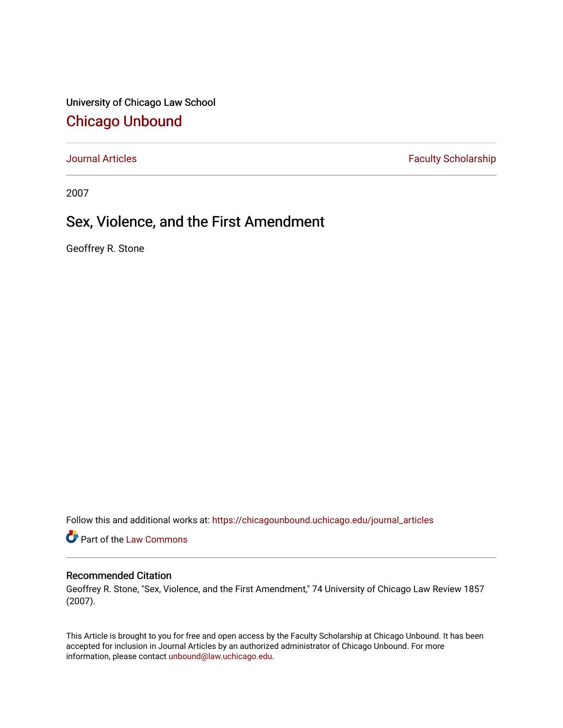University of Chicago Law School

# Chicago Unbound

Journal Articles | Faculty Scholarship

2007

## Sex, Violence, and the First Amendment

Geoffrey R. Stone

Follow this and additional works at: https://chicagounbound.uchicago.edu/journal_articles

Part of the Law Commons

### Recommended Citation

Geoffrey R. Stone, "Sex, Violence, and the First Amendment," 74 University of Chicago Law Review 1857 (2007).

This Article is brought to you for free and open access by the Faculty Scholarship at Chicago Unbound. It has been accepted for inclusion in Journal Articles by an authorized administrator of Chicago Unbound. For more information, please contact unbound@law.uchicago.edu.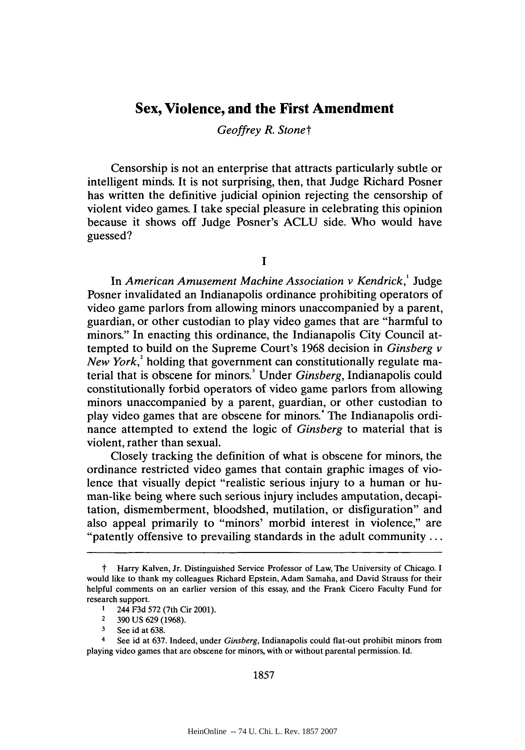# Sex, Violence, and the First Amendment

*Geoffrey R. Stone*†

Censorship is not an enterprise that attracts particularly subtle or intelligent minds. It is not surprising, then, that Judge Richard Posner has written the definitive judicial opinion rejecting the censorship of violent video games. I take special pleasure in celebrating this opinion because it shows off Judge Posner's ACLU side. Who would have guessed?

## I

In *American Amusement Machine Association v Kendrick*,[1] Judge Posner invalidated an Indianapolis ordinance prohibiting operators of video game parlors from allowing minors unaccompanied by a parent, guardian, or other custodian to play video games that are "harmful to minors." In enacting this ordinance, the Indianapolis City Council attempted to build on the Supreme Court's 1968 decision in *Ginsberg v New York*,[2] holding that government can constitutionally regulate material that is obscene for minors.[3] Under *Ginsberg*, Indianapolis could constitutionally forbid operators of video game parlors from allowing minors unaccompanied by a parent, guardian, or other custodian to play video games that are obscene for minors.[4] The Indianapolis ordinance attempted to extend the logic of *Ginsberg* to material that is violent, rather than sexual.

Closely tracking the definition of what is obscene for minors, the ordinance restricted video games that contain graphic images of violence that visually depict "realistic serious injury to a human or human-like being where such serious injury includes amputation, decapitation, dismemberment, bloodshed, mutilation, or disfiguration" and also appeal primarily to "minors' morbid interest in violence," are "patently offensive to prevailing standards in the adult community ...

---

† Harry Kalven, Jr. Distinguished Service Professor of Law, The University of Chicago. I would like to thank my colleagues Richard Epstein, Adam Samaha, and David Strauss for their helpful comments on an earlier version of this essay, and the Frank Cicero Faculty Fund for research support.

1 244 F3d 572 (7th Cir 2001).

2 390 US 629 (1968).

3 See id at 638.

4 See id at 637. Indeed, under *Ginsberg*, Indianapolis could flat-out prohibit minors from playing video games that are obscene for minors, with or without parental permission. Id.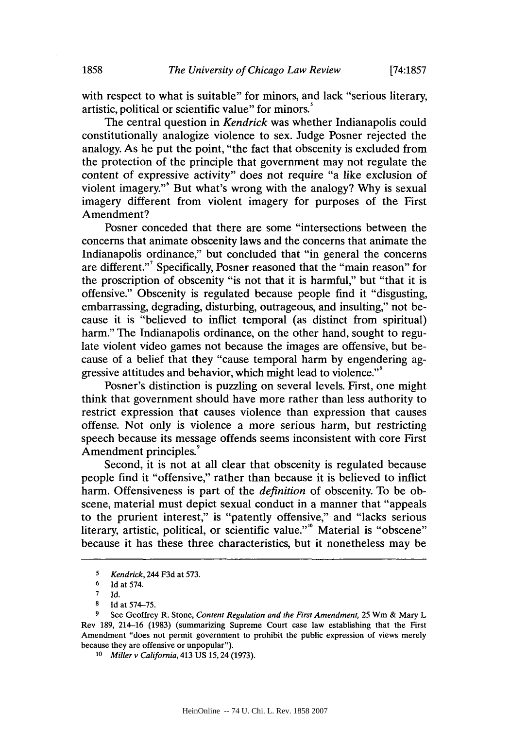with respect to what is suitable" for minors, and lack "serious literary, artistic, political or scientific value" for minors.[5]

The central question in *Kendrick* was whether Indianapolis could constitutionally analogize violence to sex. Judge Posner rejected the analogy. As he put the point, "the fact that obscenity is excluded from the protection of the principle that government may not regulate the content of expressive activity" does not require "a like exclusion of violent imagery."[6] But what's wrong with the analogy? Why is sexual imagery different from violent imagery for purposes of the First Amendment?

Posner conceded that there are some "intersections between the concerns that animate obscenity laws and the concerns that animate the Indianapolis ordinance," but concluded that "in general the concerns are different."[7] Specifically, Posner reasoned that the "main reason" for the proscription of obscenity "is not that it is harmful," but "that it is offensive." Obscenity is regulated because people find it "disgusting, embarrassing, degrading, disturbing, outrageous, and insulting," not because it is "believed to inflict temporal (as distinct from spiritual) harm." The Indianapolis ordinance, on the other hand, sought to regulate violent video games not because the images are offensive, but because of a belief that they "cause temporal harm by engendering aggressive attitudes and behavior, which might lead to violence."[8]

Posner's distinction is puzzling on several levels. First, one might think that government should have more rather than less authority to restrict expression that causes violence than expression that causes offense. Not only is violence a more serious harm, but restricting speech because its message offends seems inconsistent with core First Amendment principles.[9]

Second, it is not at all clear that obscenity is regulated because people find it "offensive," rather than because it is believed to inflict harm. Offensiveness is part of the *definition* of obscenity. To be obscene, material must depict sexual conduct in a manner that "appeals to the prurient interest," is "patently offensive," and "lacks serious literary, artistic, political, or scientific value."[10] Material is "obscene" because it has these three characteristics, but it nonetheless may be

---

5 *Kendrick*, 244 F3d at 573.

6 Id at 574.

7 Id.

8 Id at 574–75.

9 See Geoffrey R. Stone, *Content Regulation and the First Amendment*, 25 Wm & Mary L Rev 189, 214–16 (1983) (summarizing Supreme Court case law establishing that the First Amendment "does not permit government to prohibit the public expression of views merely because they are offensive or unpopular").

10 *Miller v California*, 413 US 15, 24 (1973).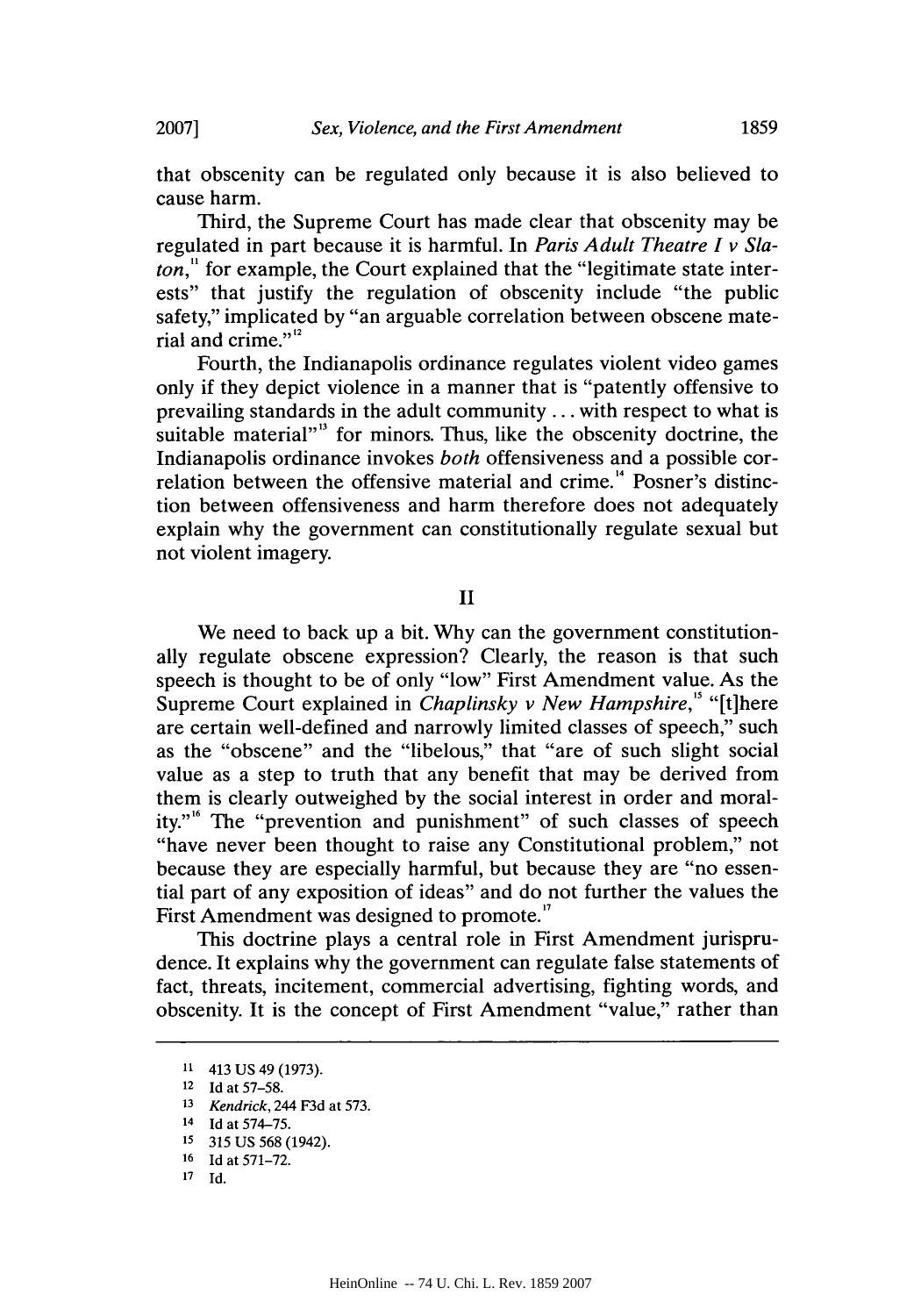that obscenity can be regulated only because it is also believed to cause harm.

Third, the Supreme Court has made clear that obscenity may be regulated in part because it is harmful. In *Paris Adult Theatre I v Slaton*,[11] for example, the Court explained that the "legitimate state interests" that justify the regulation of obscenity include "the public safety," implicated by "an arguable correlation between obscene material and crime."[12]

Fourth, the Indianapolis ordinance regulates violent video games only if they depict violence in a manner that is "patently offensive to prevailing standards in the adult community ... with respect to what is suitable material"[13] for minors. Thus, like the obscenity doctrine, the Indianapolis ordinance invokes *both* offensiveness and a possible correlation between the offensive material and crime.[14] Posner's distinction between offensiveness and harm therefore does not adequately explain why the government can constitutionally regulate sexual but not violent imagery.

## II

We need to back up a bit. Why can the government constitutionally regulate obscene expression? Clearly, the reason is that such speech is thought to be of only "low" First Amendment value. As the Supreme Court explained in *Chaplinsky v New Hampshire*,[15] "[t]here are certain well-defined and narrowly limited classes of speech," such as the "obscene" and the "libelous," that "are of such slight social value as a step to truth that any benefit that may be derived from them is clearly outweighed by the social interest in order and morality."[16] The "prevention and punishment" of such classes of speech "have never been thought to raise any Constitutional problem," not because they are especially harmful, but because they are "no essential part of any exposition of ideas" and do not further the values the First Amendment was designed to promote.[17]

This doctrine plays a central role in First Amendment jurisprudence. It explains why the government can regulate false statements of fact, threats, incitement, commercial advertising, fighting words, and obscenity. It is the concept of First Amendment "value," rather than

---

11 413 US 49 (1973).

12 Id at 57–58.

13 *Kendrick*, 244 F3d at 573.

14 Id at 574–75.

15 315 US 568 (1942).

16 Id at 571–72.

17 Id.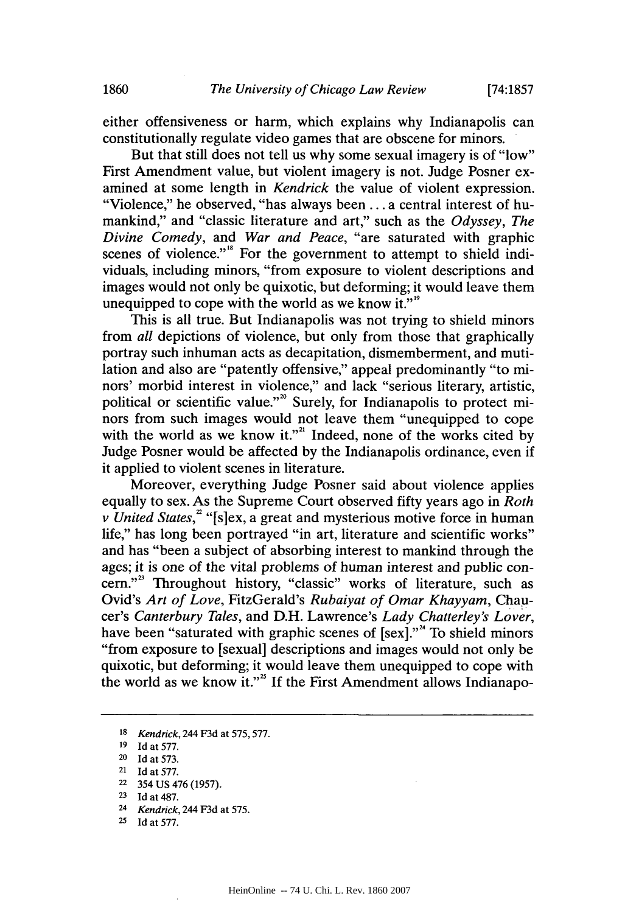either offensiveness or harm, which explains why Indianapolis can constitutionally regulate video games that are obscene for minors.

But that still does not tell us why some sexual imagery is of "low" First Amendment value, but violent imagery is not. Judge Posner examined at some length in *Kendrick* the value of violent expression. "Violence," he observed, "has always been . . . a central interest of humankind," and "classic literature and art," such as the *Odyssey*, *The Divine Comedy*, and *War and Peace*, "are saturated with graphic scenes of violence."[18] For the government to attempt to shield individuals, including minors, "from exposure to violent descriptions and images would not only be quixotic, but deforming; it would leave them unequipped to cope with the world as we know it."[19]

This is all true. But Indianapolis was not trying to shield minors from *all* depictions of violence, but only from those that graphically portray such inhuman acts as decapitation, dismemberment, and mutilation and also are "patently offensive," appeal predominantly "to minors' morbid interest in violence," and lack "serious literary, artistic, political or scientific value."[20] Surely, for Indianapolis to protect minors from such images would not leave them "unequipped to cope with the world as we know it."[21] Indeed, none of the works cited by Judge Posner would be affected by the Indianapolis ordinance, even if it applied to violent scenes in literature.

Moreover, everything Judge Posner said about violence applies equally to sex. As the Supreme Court observed fifty years ago in *Roth v United States*,[22] "[s]ex, a great and mysterious motive force in human life," has long been portrayed "in art, literature and scientific works" and has "been a subject of absorbing interest to mankind through the ages; it is one of the vital problems of human interest and public concern."[23] Throughout history, "classic" works of literature, such as Ovid's *Art of Love*, FitzGerald's *Rubaiyat of Omar Khayyam*, Chaucer's *Canterbury Tales*, and D.H. Lawrence's *Lady Chatterley's Lover*, have been "saturated with graphic scenes of [sex]."[24] To shield minors "from exposure to [sexual] descriptions and images would not only be quixotic, but deforming; it would leave them unequipped to cope with the world as we know it."[25] If the First Amendment allows Indianapo-

---

18 *Kendrick*, 244 F3d at 575, 577.

19 Id at 577.

20 Id at 573.

21 Id at 577.

22 354 US 476 (1957).

23 Id at 487.

24 *Kendrick*, 244 F3d at 575.

25 Id at 577.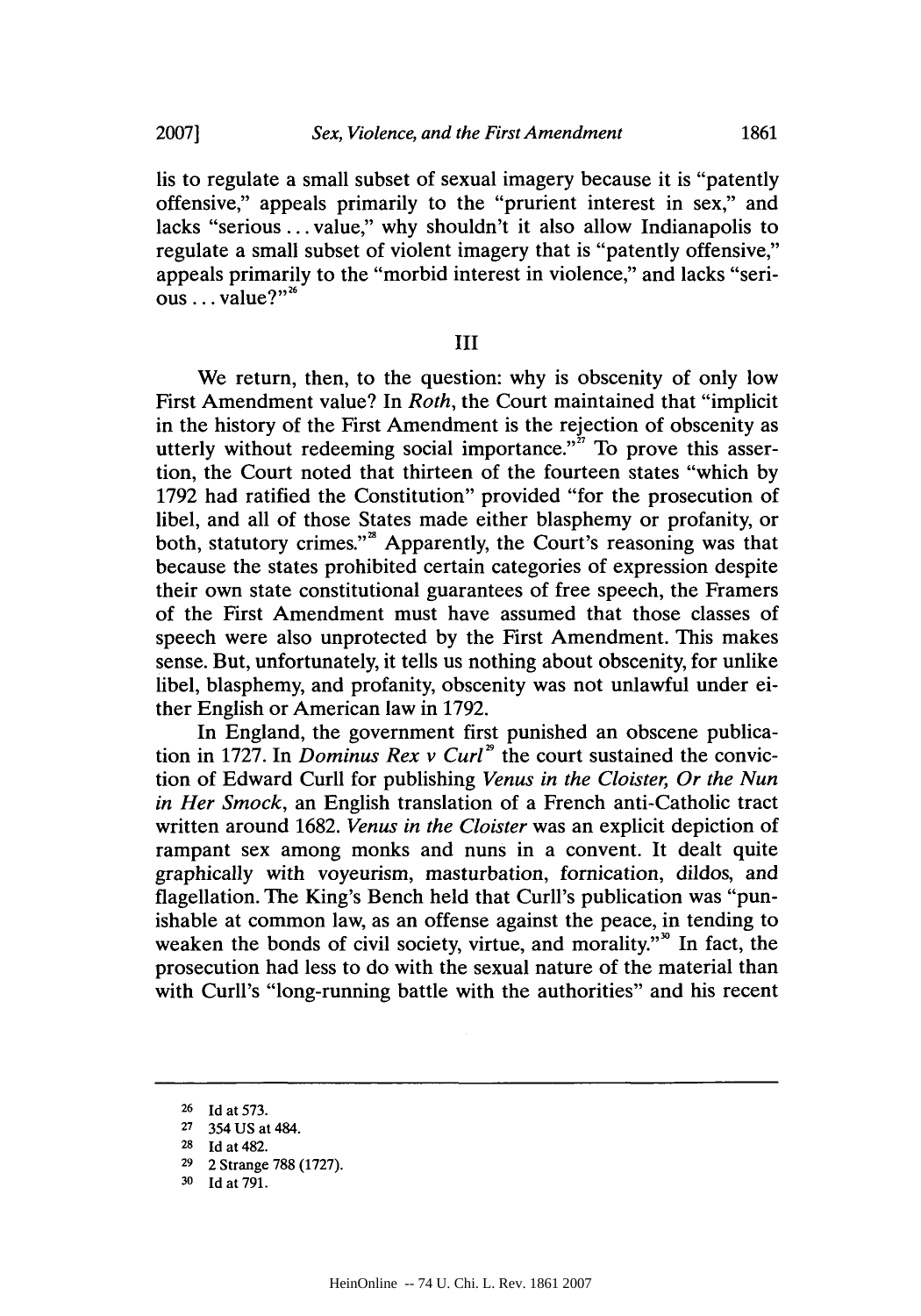lis to regulate a small subset of sexual imagery because it is "patently offensive," appeals primarily to the "prurient interest in sex," and lacks "serious . . . value," why shouldn't it also allow Indianapolis to regulate a small subset of violent imagery that is "patently offensive," appeals primarily to the "morbid interest in violence," and lacks "serious . . . value?"[26]

## III

We return, then, to the question: why is obscenity of only low First Amendment value? In *Roth*, the Court maintained that "implicit in the history of the First Amendment is the rejection of obscenity as utterly without redeeming social importance."[27] To prove this assertion, the Court noted that thirteen of the fourteen states "which by 1792 had ratified the Constitution" provided "for the prosecution of libel, and all of those States made either blasphemy or profanity, or both, statutory crimes."[28] Apparently, the Court's reasoning was that because the states prohibited certain categories of expression despite their own state constitutional guarantees of free speech, the Framers of the First Amendment must have assumed that those classes of speech were also unprotected by the First Amendment. This makes sense. But, unfortunately, it tells us nothing about obscenity, for unlike libel, blasphemy, and profanity, obscenity was not unlawful under either English or American law in 1792.

In England, the government first punished an obscene publication in 1727. In *Dominus Rex v Curl*[29] the court sustained the conviction of Edward Curll for publishing *Venus in the Cloister, Or the Nun in Her Smock*, an English translation of a French anti-Catholic tract written around 1682. *Venus in the Cloister* was an explicit depiction of rampant sex among monks and nuns in a convent. It dealt quite graphically with voyeurism, masturbation, fornication, dildos, and flagellation. The King's Bench held that Curll's publication was "punishable at common law, as an offense against the peace, in tending to weaken the bonds of civil society, virtue, and morality."[30] In fact, the prosecution had less to do with the sexual nature of the material than with Curll's "long-running battle with the authorities" and his recent

---

26 Id at 573.

27 354 US at 484.

28 Id at 482.

29 2 Strange 788 (1727).

30 Id at 791.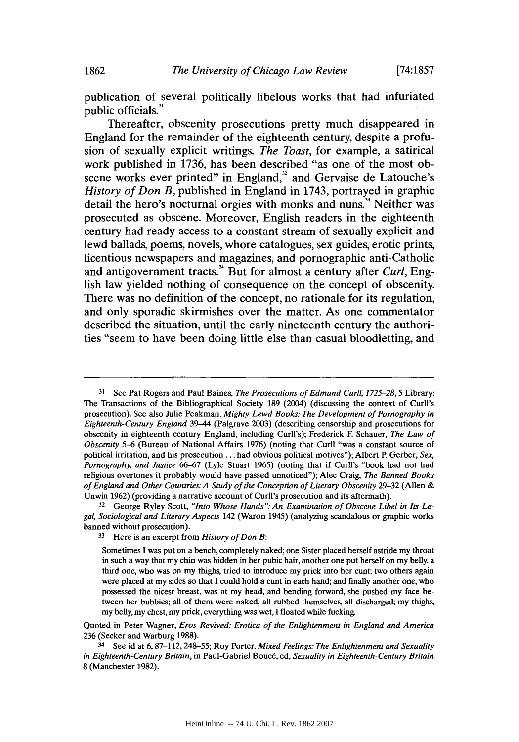publication of several politically libelous works that had infuriated public officials.[31]

Thereafter, obscenity prosecutions pretty much disappeared in England for the remainder of the eighteenth century, despite a profusion of sexually explicit writings. *The Toast*, for example, a satirical work published in 1736, has been described "as one of the most obscene works ever printed" in England,[32] and Gervaise de Latouche's *History of Don B*, published in England in 1743, portrayed in graphic detail the hero's nocturnal orgies with monks and nuns.[33] Neither was prosecuted as obscene. Moreover, English readers in the eighteenth century had ready access to a constant stream of sexually explicit and lewd ballads, poems, novels, whore catalogues, sex guides, erotic prints, licentious newspapers and magazines, and pornographic anti-Catholic and antigovernment tracts.[34] But for almost a century after *Curl*, English law yielded nothing of consequence on the concept of obscenity. There was no definition of the concept, no rationale for its regulation, and only sporadic skirmishes over the matter. As one commentator described the situation, until the early nineteenth century the authorities "seem to have been doing little else than casual bloodletting, and

---

31 See Pat Rogers and Paul Baines, *The Prosecutions of Edmund Curll, 1725–28*, 5 Library: The Transactions of the Bibliographical Society 189 (2004) (discussing the context of Curll's prosecution). See also Julie Peakman, *Mighty Lewd Books: The Development of Pornography in Eighteenth-Century England* 39–44 (Palgrave 2003) (describing censorship and prosecutions for obscenity in eighteenth century England, including Curll's); Frederick F. Schauer, *The Law of Obscenity* 5–6 (Bureau of National Affairs 1976) (noting that Curll "was a constant source of political irritation, and his prosecution . . . had obvious political motives"); Albert P. Gerber, *Sex, Pornography, and Justice* 66–67 (Lyle Stuart 1965) (noting that if Curll's "book had not had religious overtones it probably would have passed unnoticed"); Alec Craig, *The Banned Books of England and Other Countries: A Study of the Conception of Literary Obscenity* 29–32 (Allen & Unwin 1962) (providing a narrative account of Curll's prosecution and its aftermath).

32 George Ryley Scott, *"Into Whose Hands": An Examination of Obscene Libel in Its Legal, Sociological and Literary Aspects* 142 (Waron 1945) (analyzing scandalous or graphic works banned without prosecution).

33 Here is an excerpt from *History of Don B*:

> Sometimes I was put on a bench, completely naked; one Sister placed herself astride my throat in such a way that my chin was hidden in her pubic hair, another one put herself on my belly, a third one, who was on my thighs, tried to introduce my prick into her cunt; two others again were placed at my sides so that I could hold a cunt in each hand; and finally another one, who possessed the nicest breast, was at my head, and bending forward, she pushed my face between her bubbies; all of them were naked, all rubbed themselves, all discharged; my thighs, my belly, my chest, my prick, everything was wet, I floated while fucking.

Quoted in Peter Wagner, *Eros Revived: Erotica of the Enlightenment in England and America* 236 (Secker and Warburg 1988).

34 See id at 6, 87–112, 248–55; Roy Porter, *Mixed Feelings: The Enlightenment and Sexuality in Eighteenth-Century Britain*, in Paul-Gabriel Boucé, ed, *Sexuality in Eighteenth-Century Britain* 8 (Manchester 1982).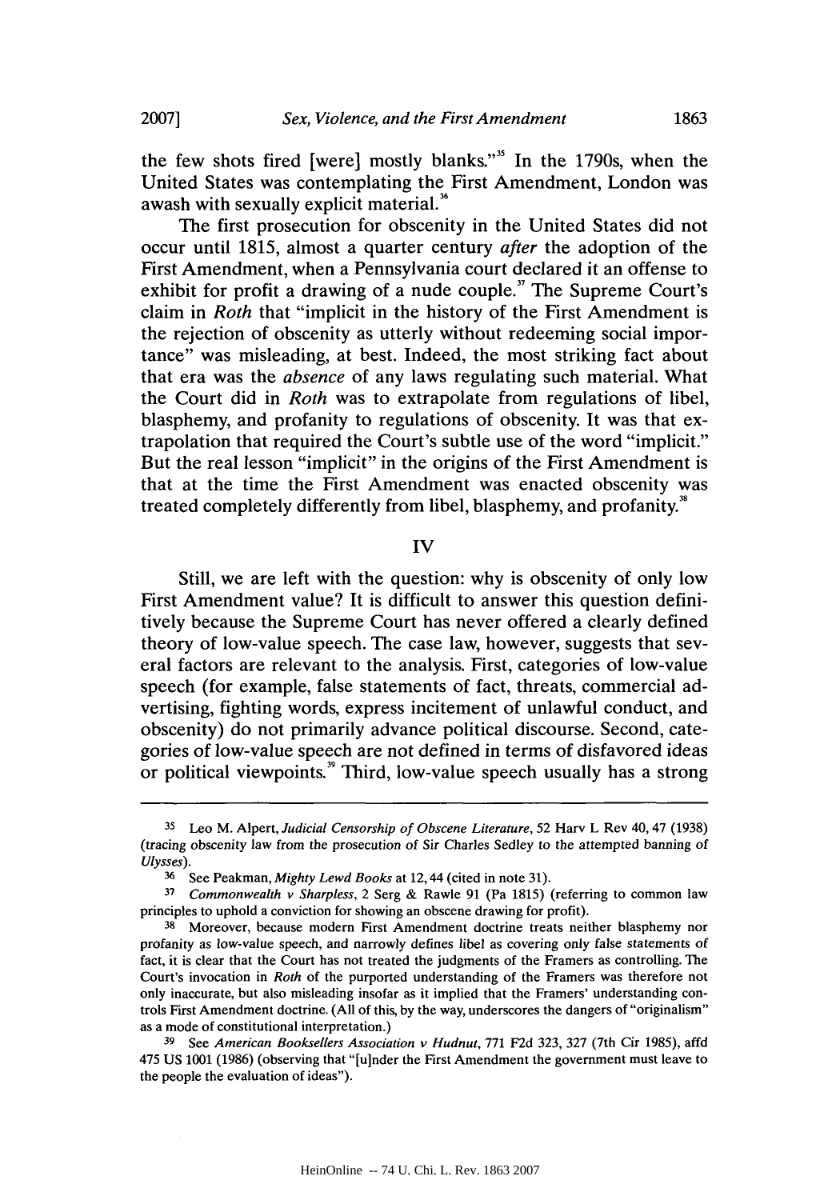the few shots fired [were] mostly blanks."[35] In the 1790s, when the United States was contemplating the First Amendment, London was awash with sexually explicit material.[36]

The first prosecution for obscenity in the United States did not occur until 1815, almost a quarter century *after* the adoption of the First Amendment, when a Pennsylvania court declared it an offense to exhibit for profit a drawing of a nude couple.[37] The Supreme Court's claim in *Roth* that "implicit in the history of the First Amendment is the rejection of obscenity as utterly without redeeming social importance" was misleading, at best. Indeed, the most striking fact about that era was the *absence* of any laws regulating such material. What the Court did in *Roth* was to extrapolate from regulations of libel, blasphemy, and profanity to regulations of obscenity. It was that extrapolation that required the Court's subtle use of the word "implicit." But the real lesson "implicit" in the origins of the First Amendment is that at the time the First Amendment was enacted obscenity was treated completely differently from libel, blasphemy, and profanity.[38]

## IV

Still, we are left with the question: why is obscenity of only low First Amendment value? It is difficult to answer this question definitively because the Supreme Court has never offered a clearly defined theory of low-value speech. The case law, however, suggests that several factors are relevant to the analysis. First, categories of low-value speech (for example, false statements of fact, threats, commercial advertising, fighting words, express incitement of unlawful conduct, and obscenity) do not primarily advance political discourse. Second, categories of low-value speech are not defined in terms of disfavored ideas or political viewpoints.[39] Third, low-value speech usually has a strong

---

[35] Leo M. Alpert, *Judicial Censorship of Obscene Literature*, 52 Harv L Rev 40, 47 (1938) (tracing obscenity law from the prosecution of Sir Charles Sedley to the attempted banning of *Ulysses*).

[36] See Peakman, *Mighty Lewd Books* at 12, 44 (cited in note 31).

[37] *Commonwealth v Sharpless*, 2 Serg & Rawle 91 (Pa 1815) (referring to common law principles to uphold a conviction for showing an obscene drawing for profit).

[38] Moreover, because modern First Amendment doctrine treats neither blasphemy nor profanity as low-value speech, and narrowly defines libel as covering only false statements of fact, it is clear that the Court has not treated the judgments of the Framers as controlling. The Court's invocation in *Roth* of the purported understanding of the Framers was therefore not only inaccurate, but also misleading insofar as it implied that the Framers' understanding controls First Amendment doctrine. (All of this, by the way, underscores the dangers of "originalism" as a mode of constitutional interpretation.)

[39] See *American Booksellers Association v Hudnut*, 771 F2d 323, 327 (7th Cir 1985), affd 475 US 1001 (1986) (observing that "[u]nder the First Amendment the government must leave to the people the evaluation of ideas").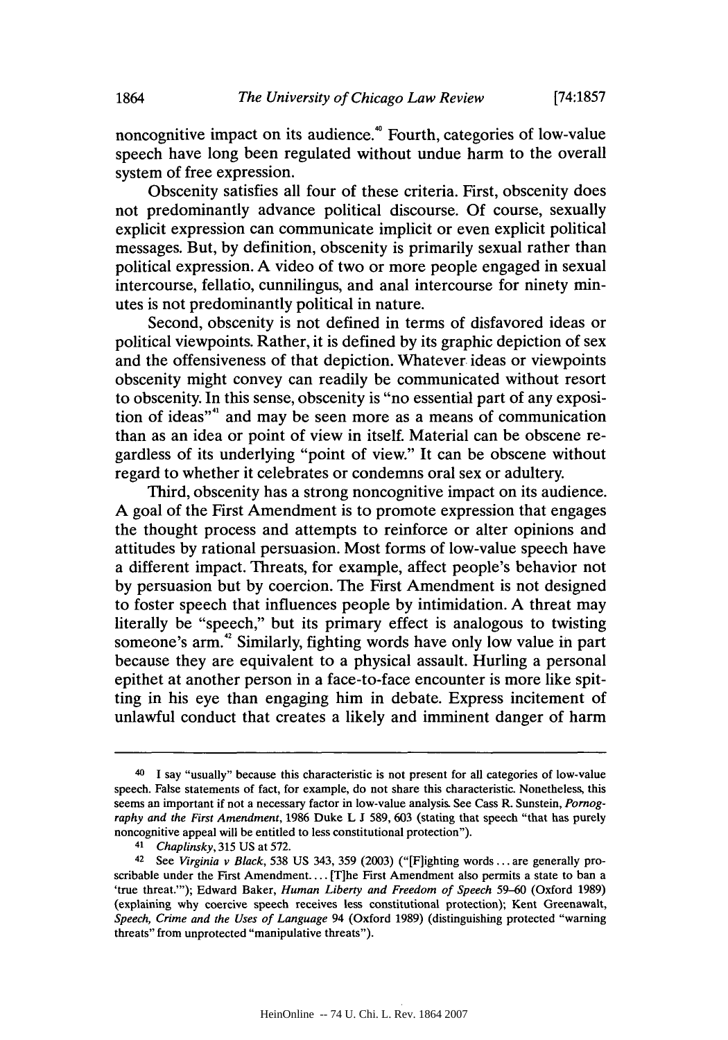noncognitive impact on its audience.[40] Fourth, categories of low-value speech have long been regulated without undue harm to the overall system of free expression.

Obscenity satisfies all four of these criteria. First, obscenity does not predominantly advance political discourse. Of course, sexually explicit expression can communicate implicit or even explicit political messages. But, by definition, obscenity is primarily sexual rather than political expression. A video of two or more people engaged in sexual intercourse, fellatio, cunnilingus, and anal intercourse for ninety minutes is not predominantly political in nature.

Second, obscenity is not defined in terms of disfavored ideas or political viewpoints. Rather, it is defined by its graphic depiction of sex and the offensiveness of that depiction. Whatever ideas or viewpoints obscenity might convey can readily be communicated without resort to obscenity. In this sense, obscenity is "no essential part of any exposition of ideas"[41] and may be seen more as a means of communication than as an idea or point of view in itself. Material can be obscene regardless of its underlying "point of view." It can be obscene without regard to whether it celebrates or condemns oral sex or adultery.

Third, obscenity has a strong noncognitive impact on its audience. A goal of the First Amendment is to promote expression that engages the thought process and attempts to reinforce or alter opinions and attitudes by rational persuasion. Most forms of low-value speech have a different impact. Threats, for example, affect people's behavior not by persuasion but by coercion. The First Amendment is not designed to foster speech that influences people by intimidation. A threat may literally be "speech," but its primary effect is analogous to twisting someone's arm.[42] Similarly, fighting words have only low value in part because they are equivalent to a physical assault. Hurling a personal epithet at another person in a face-to-face encounter is more like spitting in his eye than engaging him in debate. Express incitement of unlawful conduct that creates a likely and imminent danger of harm

---

[40] I say "usually" because this characteristic is not present for all categories of low-value speech. False statements of fact, for example, do not share this characteristic. Nonetheless, this seems an important if not a necessary factor in low-value analysis. See Cass R. Sunstein, *Pornography and the First Amendment*, 1986 Duke L J 589, 603 (stating that speech "that has purely noncognitive appeal will be entitled to less constitutional protection").

[41] *Chaplinsky*, 315 US at 572.

[42] See *Virginia v Black*, 538 US 343, 359 (2003) ("[F]ighting words ... are generally proscribable under the First Amendment.... [T]he First Amendment also permits a state to ban a 'true threat.'"); Edward Baker, *Human Liberty and Freedom of Speech* 59–60 (Oxford 1989) (explaining why coercive speech receives less constitutional protection); Kent Greenawalt, *Speech, Crime and the Uses of Language* 94 (Oxford 1989) (distinguishing protected "warning threats" from unprotected "manipulative threats").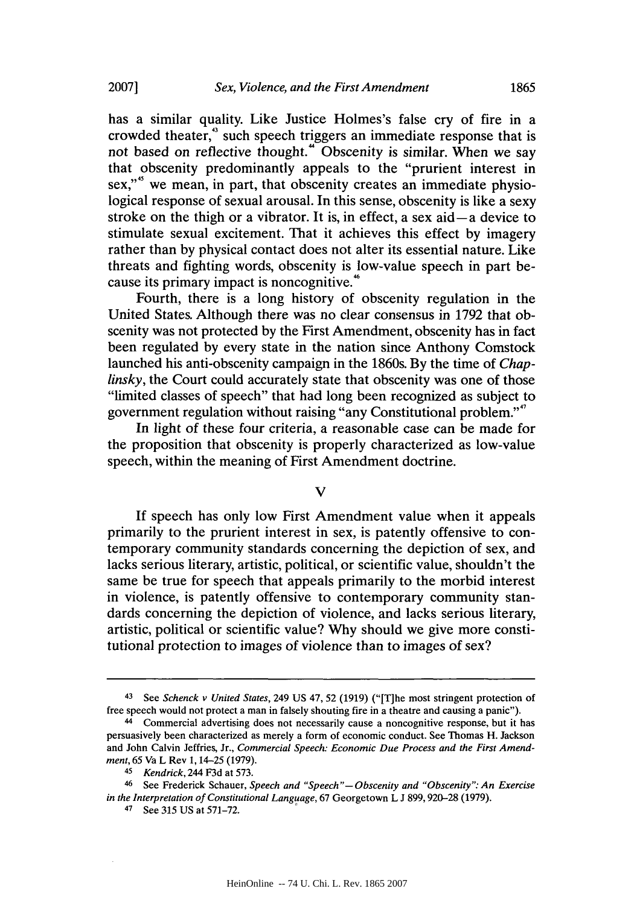has a similar quality. Like Justice Holmes's false cry of fire in a crowded theater,[43] such speech triggers an immediate response that is not based on reflective thought.[44] Obscenity is similar. When we say that obscenity predominantly appeals to the "prurient interest in sex,"[45] we mean, in part, that obscenity creates an immediate physiological response of sexual arousal. In this sense, obscenity is like a sexy stroke on the thigh or a vibrator. It is, in effect, a sex aid—a device to stimulate sexual excitement. That it achieves this effect by imagery rather than by physical contact does not alter its essential nature. Like threats and fighting words, obscenity is low-value speech in part because its primary impact is noncognitive.[46]

Fourth, there is a long history of obscenity regulation in the United States. Although there was no clear consensus in 1792 that obscenity was not protected by the First Amendment, obscenity has in fact been regulated by every state in the nation since Anthony Comstock launched his anti-obscenity campaign in the 1860s. By the time of *Chaplinsky*, the Court could accurately state that obscenity was one of those "limited classes of speech" that had long been recognized as subject to government regulation without raising "any Constitutional problem."[47]

In light of these four criteria, a reasonable case can be made for the proposition that obscenity is properly characterized as low-value speech, within the meaning of First Amendment doctrine.

## V

If speech has only low First Amendment value when it appeals primarily to the prurient interest in sex, is patently offensive to contemporary community standards concerning the depiction of sex, and lacks serious literary, artistic, political, or scientific value, shouldn't the same be true for speech that appeals primarily to the morbid interest in violence, is patently offensive to contemporary community standards concerning the depiction of violence, and lacks serious literary, artistic, political or scientific value? Why should we give more constitutional protection to images of violence than to images of sex?

---

[43] See *Schenck v United States*, 249 US 47, 52 (1919) ("[T]he most stringent protection of free speech would not protect a man in falsely shouting fire in a theatre and causing a panic").

[44] Commercial advertising does not necessarily cause a noncognitive response, but it has persuasively been characterized as merely a form of economic conduct. See Thomas H. Jackson and John Calvin Jeffries, Jr., *Commercial Speech: Economic Due Process and the First Amendment*, 65 Va L Rev 1, 14–25 (1979).

[45] *Kendrick*, 244 F3d at 573.

[46] See Frederick Schauer, *Speech and "Speech"—Obscenity and "Obscenity": An Exercise in the Interpretation of Constitutional Language*, 67 Georgetown L J 899, 920–28 (1979).

[47] See 315 US at 571–72.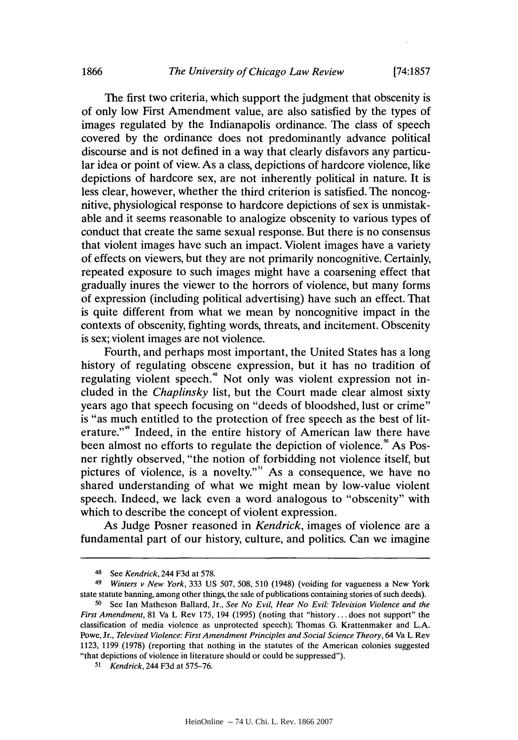The first two criteria, which support the judgment that obscenity is of only low First Amendment value, are also satisfied by the types of images regulated by the Indianapolis ordinance. The class of speech covered by the ordinance does not predominantly advance political discourse and is not defined in a way that clearly disfavors any particular idea or point of view. As a class, depictions of hardcore violence, like depictions of hardcore sex, are not inherently political in nature. It is less clear, however, whether the third criterion is satisfied. The noncognitive, physiological response to hardcore depictions of sex is unmistakable and it seems reasonable to analogize obscenity to various types of conduct that create the same sexual response. But there is no consensus that violent images have such an impact. Violent images have a variety of effects on viewers, but they are not primarily noncognitive. Certainly, repeated exposure to such images might have a coarsening effect that gradually inures the viewer to the horrors of violence, but many forms of expression (including political advertising) have such an effect. That is quite different from what we mean by noncognitive impact in the contexts of obscenity, fighting words, threats, and incitement. Obscenity is sex; violent images are not violence.

Fourth, and perhaps most important, the United States has a long history of regulating obscene expression, but it has no tradition of regulating violent speech.[48] Not only was violent expression not included in the *Chaplinsky* list, but the Court made clear almost sixty years ago that speech focusing on "deeds of bloodshed, lust or crime" is "as much entitled to the protection of free speech as the best of literature."[49] Indeed, in the entire history of American law there have been almost no efforts to regulate the depiction of violence.[50] As Posner rightly observed, "the notion of forbidding not violence itself, but pictures of violence, is a novelty."[51] As a consequence, we have no shared understanding of what we might mean by low-value violent speech. Indeed, we lack even a word analogous to "obscenity" with which to describe the concept of violent expression.

As Judge Posner reasoned in *Kendrick*, images of violence are a fundamental part of our history, culture, and politics. Can we imagine

---

[48] See *Kendrick*, 244 F3d at 578.

[49] *Winters v New York*, 333 US 507, 508, 510 (1948) (voiding for vagueness a New York state statute banning, among other things, the sale of publications containing stories of such deeds).

[50] See Ian Matheson Ballard, Jr., *See No Evil, Hear No Evil: Television Violence and the First Amendment*, 81 Va L Rev 175, 194 (1995) (noting that "history ... does not support" the classification of media violence as unprotected speech); Thomas G. Krattenmaker and L.A. Powe, Jr., *Televised Violence: First Amendment Principles and Social Science Theory*, 64 Va L Rev 1123, 1199 (1978) (reporting that nothing in the statutes of the American colonies suggested "that depictions of violence in literature should or could be suppressed").

[51] *Kendrick*, 244 F3d at 575–76.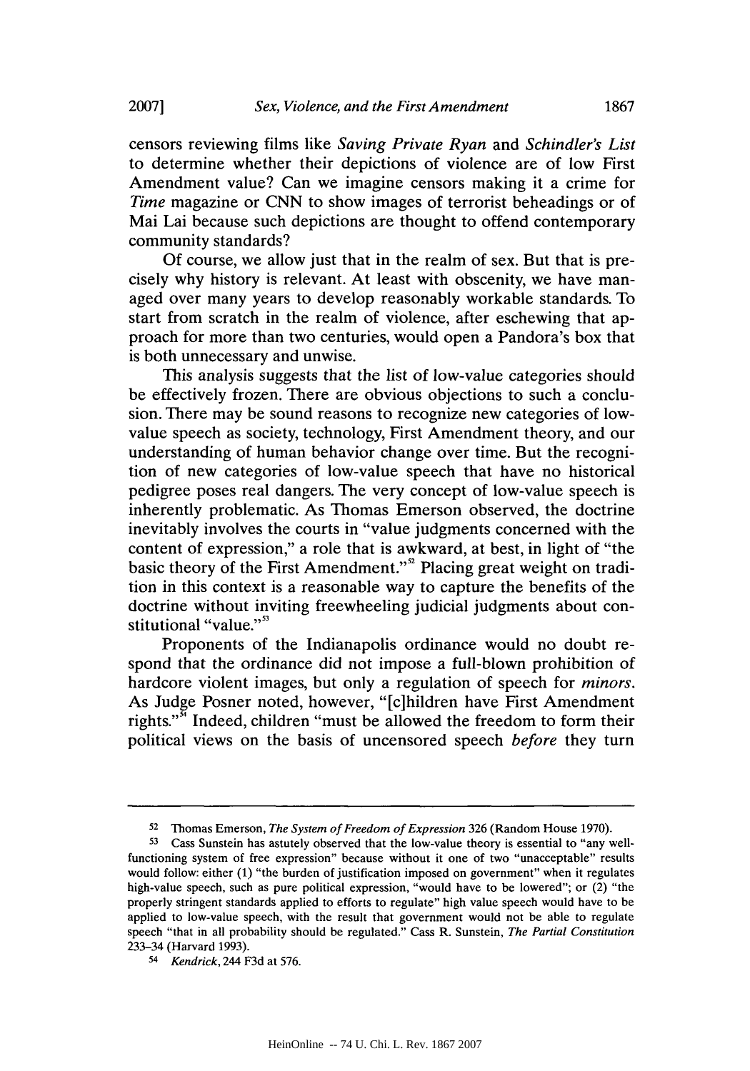censors reviewing films like *Saving Private Ryan* and *Schindler's List* to determine whether their depictions of violence are of low First Amendment value? Can we imagine censors making it a crime for *Time* magazine or CNN to show images of terrorist beheadings or of Mai Lai because such depictions are thought to offend contemporary community standards?

Of course, we allow just that in the realm of sex. But that is precisely why history is relevant. At least with obscenity, we have managed over many years to develop reasonably workable standards. To start from scratch in the realm of violence, after eschewing that approach for more than two centuries, would open a Pandora's box that is both unnecessary and unwise.

This analysis suggests that the list of low-value categories should be effectively frozen. There are obvious objections to such a conclusion. There may be sound reasons to recognize new categories of low-value speech as society, technology, First Amendment theory, and our understanding of human behavior change over time. But the recognition of new categories of low-value speech that have no historical pedigree poses real dangers. The very concept of low-value speech is inherently problematic. As Thomas Emerson observed, the doctrine inevitably involves the courts in "value judgments concerned with the content of expression," a role that is awkward, at best, in light of "the basic theory of the First Amendment."[52] Placing great weight on tradition in this context is a reasonable way to capture the benefits of the doctrine without inviting freewheeling judicial judgments about constitutional "value."[53]

Proponents of the Indianapolis ordinance would no doubt respond that the ordinance did not impose a full-blown prohibition of hardcore violent images, but only a regulation of speech for *minors*. As Judge Posner noted, however, "[c]hildren have First Amendment rights."[54] Indeed, children "must be allowed the freedom to form their political views on the basis of uncensored speech *before* they turn

---

[52] Thomas Emerson, *The System of Freedom of Expression* 326 (Random House 1970).

[53] Cass Sunstein has astutely observed that the low-value theory is essential to "any well-functioning system of free expression" because without it one of two "unacceptable" results would follow: either (1) "the burden of justification imposed on government" when it regulates high-value speech, such as pure political expression, "would have to be lowered"; or (2) "the properly stringent standards applied to efforts to regulate" high value speech would have to be applied to low-value speech, with the result that government would not be able to regulate speech "that in all probability should be regulated." Cass R. Sunstein, *The Partial Constitution* 233–34 (Harvard 1993).

[54] *Kendrick*, 244 F3d at 576.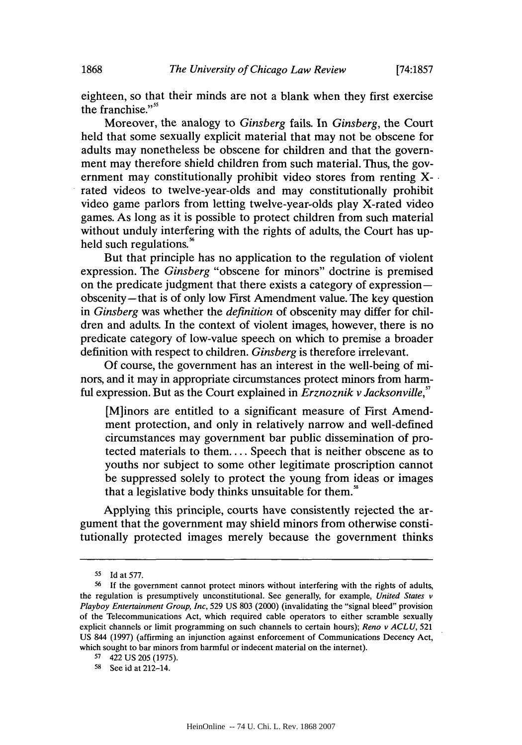eighteen, so that their minds are not a blank when they first exercise the franchise."[55]

Moreover, the analogy to *Ginsberg* fails. In *Ginsberg*, the Court held that some sexually explicit material that may not be obscene for adults may nonetheless be obscene for children and that the government may therefore shield children from such material. Thus, the government may constitutionally prohibit video stores from renting X-rated videos to twelve-year-olds and may constitutionally prohibit video game parlors from letting twelve-year-olds play X-rated video games. As long as it is possible to protect children from such material without unduly interfering with the rights of adults, the Court has upheld such regulations.[56]

But that principle has no application to the regulation of violent expression. The *Ginsberg* "obscene for minors" doctrine is premised on the predicate judgment that there exists a category of expression—obscenity—that is of only low First Amendment value. The key question in *Ginsberg* was whether the *definition* of obscenity may differ for children and adults. In the context of violent images, however, there is no predicate category of low-value speech on which to premise a broader definition with respect to children. *Ginsberg* is therefore irrelevant.

Of course, the government has an interest in the well-being of minors, and it may in appropriate circumstances protect minors from harmful expression. But as the Court explained in *Erznoznik v Jacksonville*,[57]

> [M]inors are entitled to a significant measure of First Amendment protection, and only in relatively narrow and well-defined circumstances may government bar public dissemination of protected materials to them.... Speech that is neither obscene as to youths nor subject to some other legitimate proscription cannot be suppressed solely to protect the young from ideas or images that a legislative body thinks unsuitable for them.[58]

Applying this principle, courts have consistently rejected the argument that the government may shield minors from otherwise constitutionally protected images merely because the government thinks

---

[55] Id at 577.

[56] If the government cannot protect minors without interfering with the rights of adults, the regulation is presumptively unconstitutional. See generally, for example, *United States v Playboy Entertainment Group, Inc*, 529 US 803 (2000) (invalidating the "signal bleed" provision of the Telecommunications Act, which required cable operators to either scramble sexually explicit channels or limit programming on such channels to certain hours); *Reno v ACLU*, 521 US 844 (1997) (affirming an injunction against enforcement of Communications Decency Act, which sought to bar minors from harmful or indecent material on the internet).

[57] 422 US 205 (1975).

[58] See id at 212–14.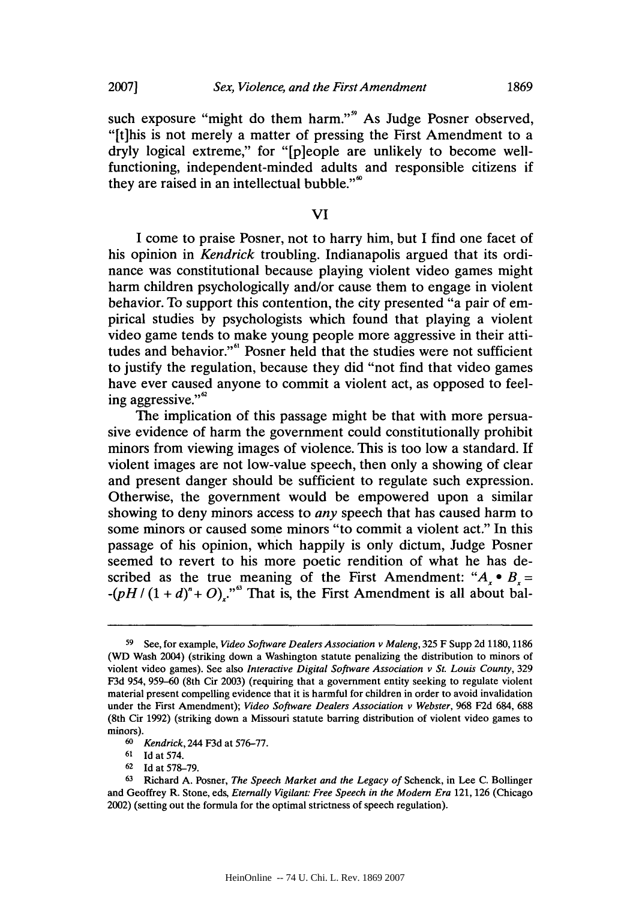such exposure "might do them harm."[59] As Judge Posner observed, "[t]his is not merely a matter of pressing the First Amendment to a dryly logical extreme," for "[p]eople are unlikely to become well-functioning, independent-minded adults and responsible citizens if they are raised in an intellectual bubble."[60]

## VI

I come to praise Posner, not to harry him, but I find one facet of his opinion in *Kendrick* troubling. Indianapolis argued that its ordinance was constitutional because playing violent video games might harm children psychologically and/or cause them to engage in violent behavior. To support this contention, the city presented "a pair of empirical studies by psychologists which found that playing a violent video game tends to make young people more aggressive in their attitudes and behavior."[61] Posner held that the studies were not sufficient to justify the regulation, because they did "not find that video games have ever caused anyone to commit a violent act, as opposed to feeling aggressive."[62]

The implication of this passage might be that with more persuasive evidence of harm the government could constitutionally prohibit minors from viewing images of violence. This is too low a standard. If violent images are not low-value speech, then only a showing of clear and present danger should be sufficient to regulate such expression. Otherwise, the government would be empowered upon a similar showing to deny minors access to *any* speech that has caused harm to some minors or caused some minors "to commit a violent act." In this passage of his opinion, which happily is only dictum, Judge Posner seemed to revert to his more poetic rendition of what he has described as the true meaning of the First Amendment: "$A_x \bullet B_x = -(pH / (1 + d)^n + O)_x$."[63] That is, the First Amendment is all about bal-

---

[59] See, for example, *Video Software Dealers Association v Maleng*, 325 F Supp 2d 1180, 1186 (WD Wash 2004) (striking down a Washington statute penalizing the distribution to minors of violent video games). See also *Interactive Digital Software Association v St. Louis County*, 329 F3d 954, 959–60 (8th Cir 2003) (requiring that a government entity seeking to regulate violent material present compelling evidence that it is harmful for children in order to avoid invalidation under the First Amendment); *Video Software Dealers Association v Webster*, 968 F2d 684, 688 (8th Cir 1992) (striking down a Missouri statute barring distribution of violent video games to minors).

[60] *Kendrick*, 244 F3d at 576–77.

[61] Id at 574.

[62] Id at 578–79.

[63] Richard A. Posner, *The Speech Market and the Legacy of* Schenck, in Lee C. Bollinger and Geoffrey R. Stone, eds, *Eternally Vigilant: Free Speech in the Modern Era* 121, 126 (Chicago 2002) (setting out the formula for the optimal strictness of speech regulation).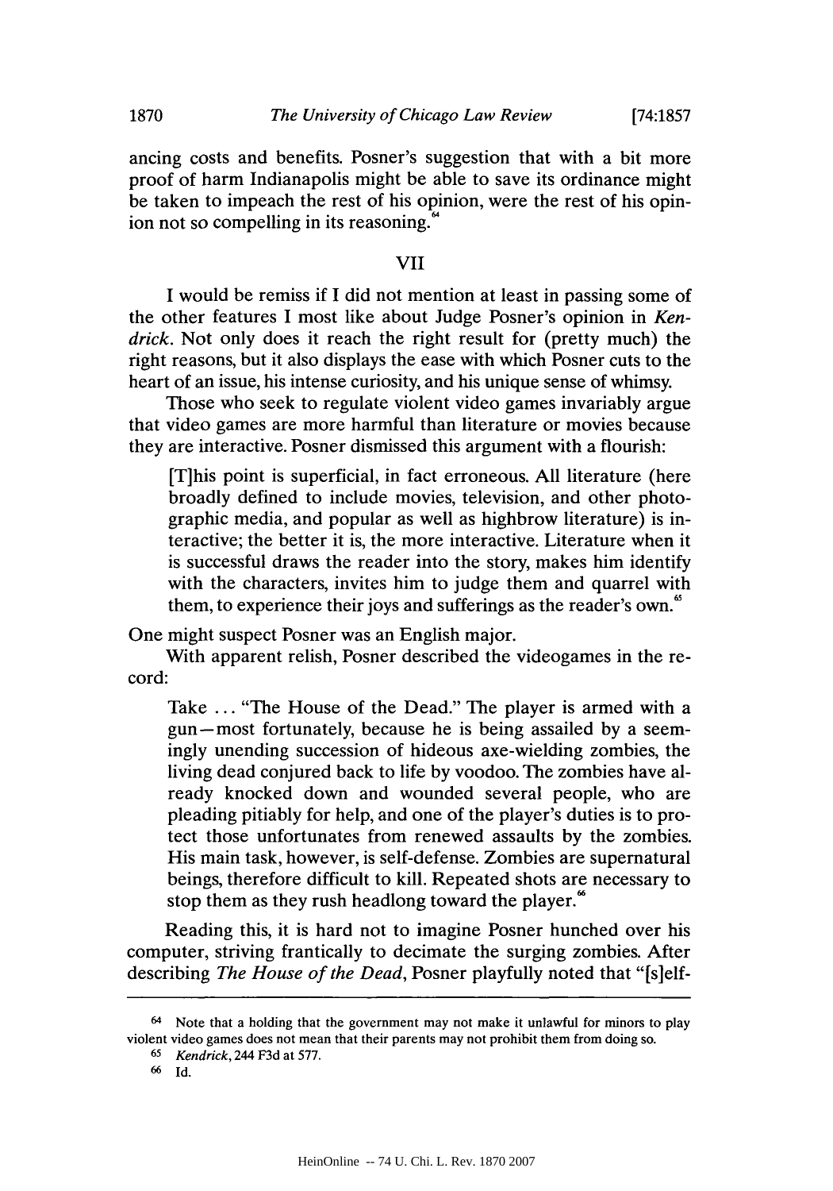ancing costs and benefits. Posner's suggestion that with a bit more proof of harm Indianapolis might be able to save its ordinance might be taken to impeach the rest of his opinion, were the rest of his opinion not so compelling in its reasoning.[64]

## VII

I would be remiss if I did not mention at least in passing some of the other features I most like about Judge Posner's opinion in *Kendrick*. Not only does it reach the right result for (pretty much) the right reasons, but it also displays the ease with which Posner cuts to the heart of an issue, his intense curiosity, and his unique sense of whimsy.

Those who seek to regulate violent video games invariably argue that video games are more harmful than literature or movies because they are interactive. Posner dismissed this argument with a flourish:

> [T]his point is superficial, in fact erroneous. All literature (here broadly defined to include movies, television, and other photographic media, and popular as well as highbrow literature) is interactive; the better it is, the more interactive. Literature when it is successful draws the reader into the story, makes him identify with the characters, invites him to judge them and quarrel with them, to experience their joys and sufferings as the reader's own.[65]

One might suspect Posner was an English major.

With apparent relish, Posner described the videogames in the record:

> Take ... "The House of the Dead." The player is armed with a gun—most fortunately, because he is being assailed by a seemingly unending succession of hideous axe-wielding zombies, the living dead conjured back to life by voodoo. The zombies have already knocked down and wounded several people, who are pleading pitiably for help, and one of the player's duties is to protect those unfortunates from renewed assaults by the zombies. His main task, however, is self-defense. Zombies are supernatural beings, therefore difficult to kill. Repeated shots are necessary to stop them as they rush headlong toward the player.[66]

Reading this, it is hard not to imagine Posner hunched over his computer, striving frantically to decimate the surging zombies. After describing *The House of the Dead*, Posner playfully noted that "[s]elf-

---

[64] Note that a holding that the government may not make it unlawful for minors to play violent video games does not mean that their parents may not prohibit them from doing so.

[65] *Kendrick*, 244 F3d at 577.

[66] Id.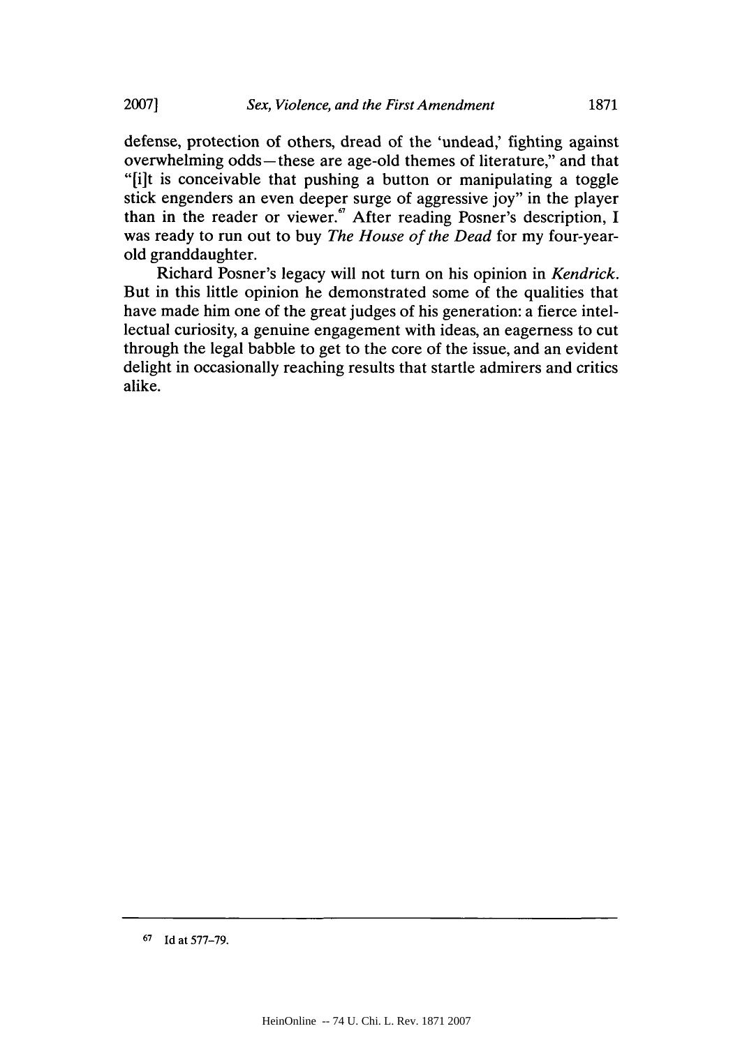defense, protection of others, dread of the 'undead,' fighting against overwhelming odds—these are age-old themes of literature," and that "[i]t is conceivable that pushing a button or manipulating a toggle stick engenders an even deeper surge of aggressive joy" in the player than in the reader or viewer.[67] After reading Posner's description, I was ready to run out to buy *The House of the Dead* for my four-year-old granddaughter.

Richard Posner's legacy will not turn on his opinion in *Kendrick*. But in this little opinion he demonstrated some of the qualities that have made him one of the great judges of his generation: a fierce intellectual curiosity, a genuine engagement with ideas, an eagerness to cut through the legal babble to get to the core of the issue, and an evident delight in occasionally reaching results that startle admirers and critics alike.

---

[67] Id at 577–79.